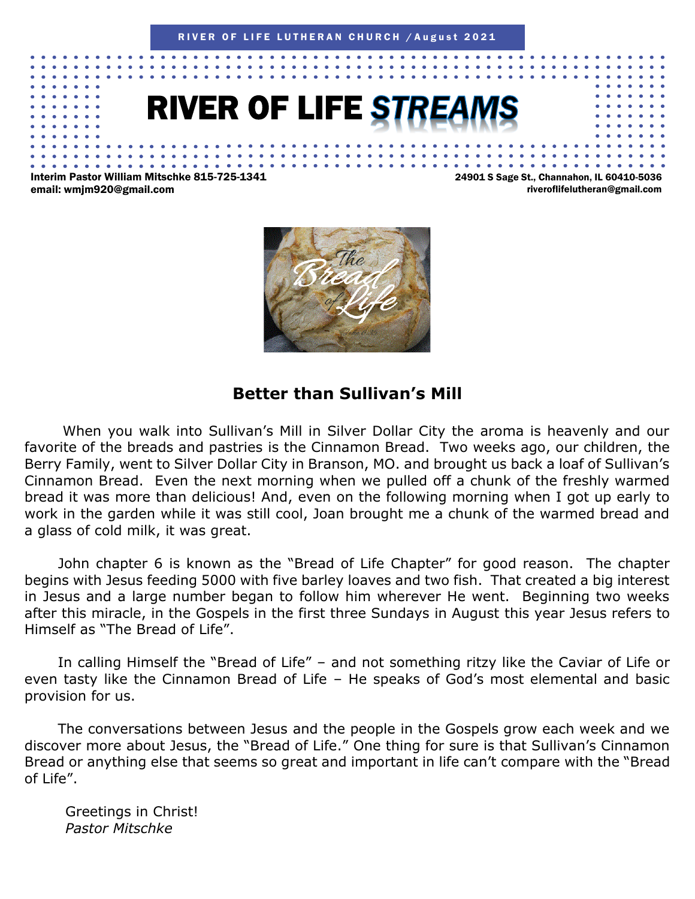RIVER OF LIFE LUTHERAN CHURCH / August 2021

# RIVER OF LIFE STREAMS

Interim Pastor William Mitschke 815-725-1341
email: wmjm920@gmail.com

24901 S Sage St., Channahon, IL 60410-5036
riveroflifelutheran@gmail.com

## Better than Sullivan's Mill

When you walk into Sullivan's Mill in Silver Dollar City the aroma is heavenly and our favorite of the breads and pastries is the Cinnamon Bread. Two weeks ago, our children, the Berry Family, went to Silver Dollar City in Branson, MO. and brought us back a loaf of Sullivan's Cinnamon Bread. Even the next morning when we pulled off a chunk of the freshly warmed bread it was more than delicious! And, even on the following morning when I got up early to work in the garden while it was still cool, Joan brought me a chunk of the warmed bread and a glass of cold milk, it was great.

John chapter 6 is known as the "Bread of Life Chapter" for good reason. The chapter begins with Jesus feeding 5000 with five barley loaves and two fish. That created a big interest in Jesus and a large number began to follow him wherever He went. Beginning two weeks after this miracle, in the Gospels in the first three Sundays in August this year Jesus refers to Himself as "The Bread of Life".

In calling Himself the "Bread of Life" – and not something ritzy like the Caviar of Life or even tasty like the Cinnamon Bread of Life – He speaks of God's most elemental and basic provision for us.

The conversations between Jesus and the people in the Gospels grow each week and we discover more about Jesus, the "Bread of Life." One thing for sure is that Sullivan's Cinnamon Bread or anything else that seems so great and important in life can't compare with the "Bread of Life".

Greetings in Christ!
*Pastor Mitschke*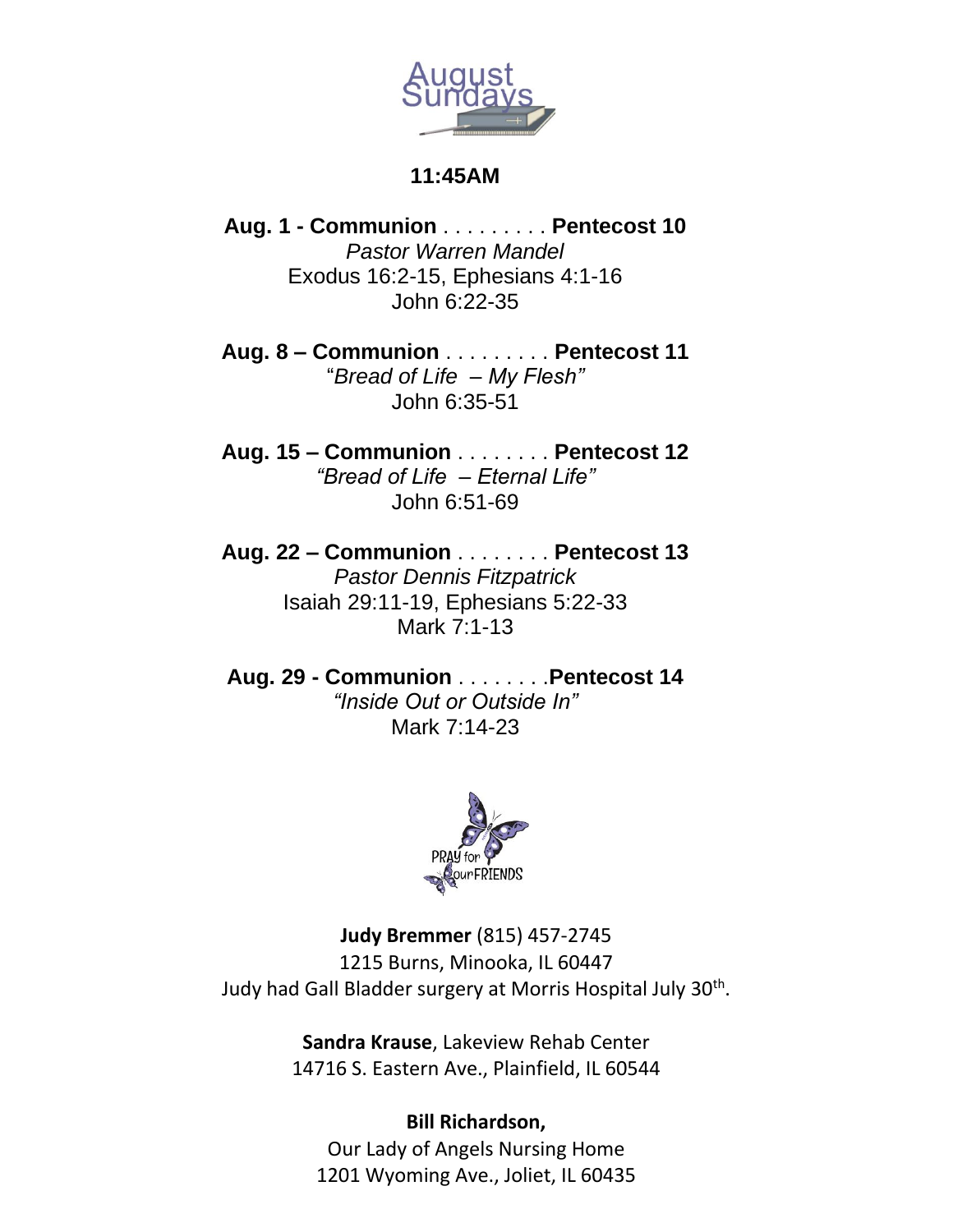# August Sundays

**11:45AM**

**Aug. 1 - Communion** . . . . . . . . . **Pentecost 10**
*Pastor Warren Mandel*
Exodus 16:2-15, Ephesians 4:1-16
John 6:22-35

**Aug. 8 – Communion** . . . . . . . . . **Pentecost 11**
"*Bread of Life – My Flesh"*
John 6:35-51

**Aug. 15 – Communion** . . . . . . . . **Pentecost 12**
*"Bread of Life – Eternal Life"*
John 6:51-69

**Aug. 22 – Communion** . . . . . . . . **Pentecost 13**
*Pastor Dennis Fitzpatrick*
Isaiah 29:11-19, Ephesians 5:22-33
Mark 7:1-13

**Aug. 29 - Communion** . . . . . . . .**Pentecost 14**
*"Inside Out or Outside In"*
Mark 7:14-23

PRAY for our FRIENDS

**Judy Bremmer** (815) 457-2745
1215 Burns, Minooka, IL 60447
Judy had Gall Bladder surgery at Morris Hospital July 30th.

**Sandra Krause**, Lakeview Rehab Center
14716 S. Eastern Ave., Plainfield, IL 60544

**Bill Richardson,**
Our Lady of Angels Nursing Home
1201 Wyoming Ave., Joliet, IL 60435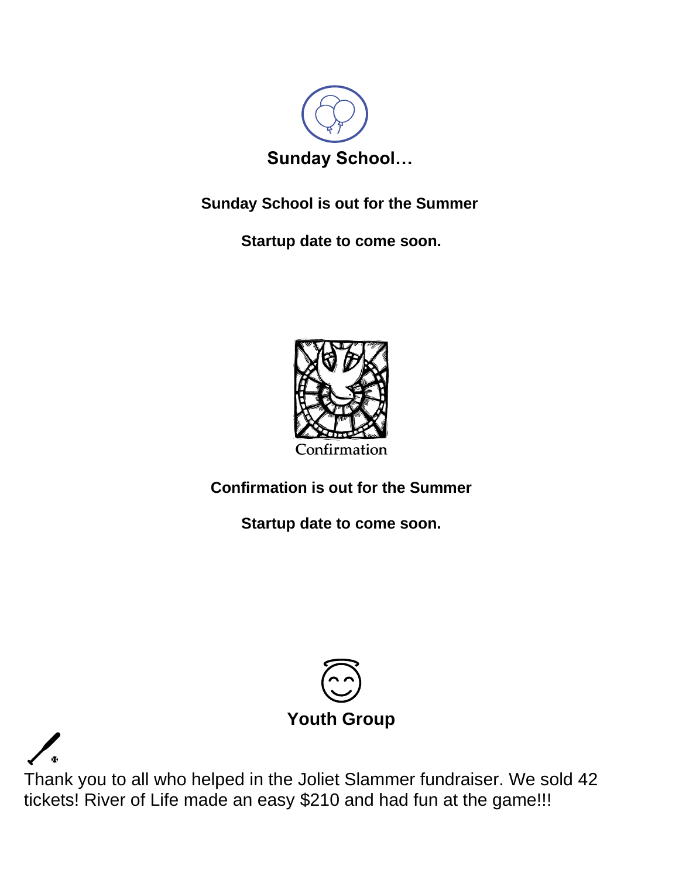## Sunday School…

**Sunday School is out for the Summer**

**Startup date to come soon.**

Confirmation

**Confirmation is out for the Summer**

**Startup date to come soon.**

## Youth Group

Thank you to all who helped in the Joliet Slammer fundraiser. We sold 42 tickets! River of Life made an easy $210 and had fun at the game!!!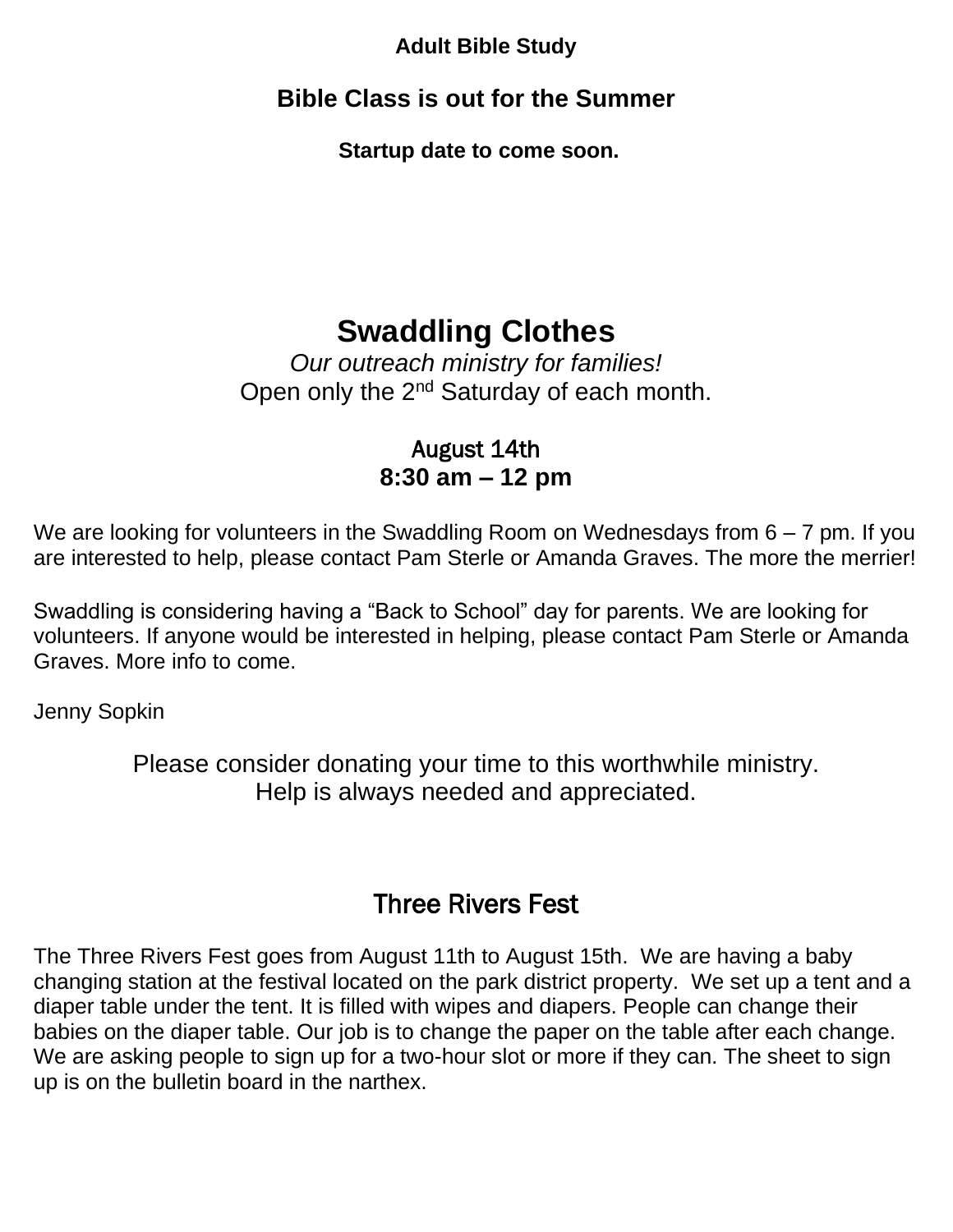**Adult Bible Study**

**Bible Class is out for the Summer**

**Startup date to come soon.**

# Swaddling Clothes

*Our outreach ministry for families!*

Open only the 2nd Saturday of each month.

August 14th

**8:30 am – 12 pm**

We are looking for volunteers in the Swaddling Room on Wednesdays from 6 – 7 pm. If you are interested to help, please contact Pam Sterle or Amanda Graves. The more the merrier!

Swaddling is considering having a "Back to School" day for parents. We are looking for volunteers. If anyone would be interested in helping, please contact Pam Sterle or Amanda Graves. More info to come.

Jenny Sopkin

Please consider donating your time to this worthwhile ministry.
Help is always needed and appreciated.

## Three Rivers Fest

The Three Rivers Fest goes from August 11th to August 15th. We are having a baby changing station at the festival located on the park district property. We set up a tent and a diaper table under the tent. It is filled with wipes and diapers. People can change their babies on the diaper table. Our job is to change the paper on the table after each change. We are asking people to sign up for a two-hour slot or more if they can. The sheet to sign up is on the bulletin board in the narthex.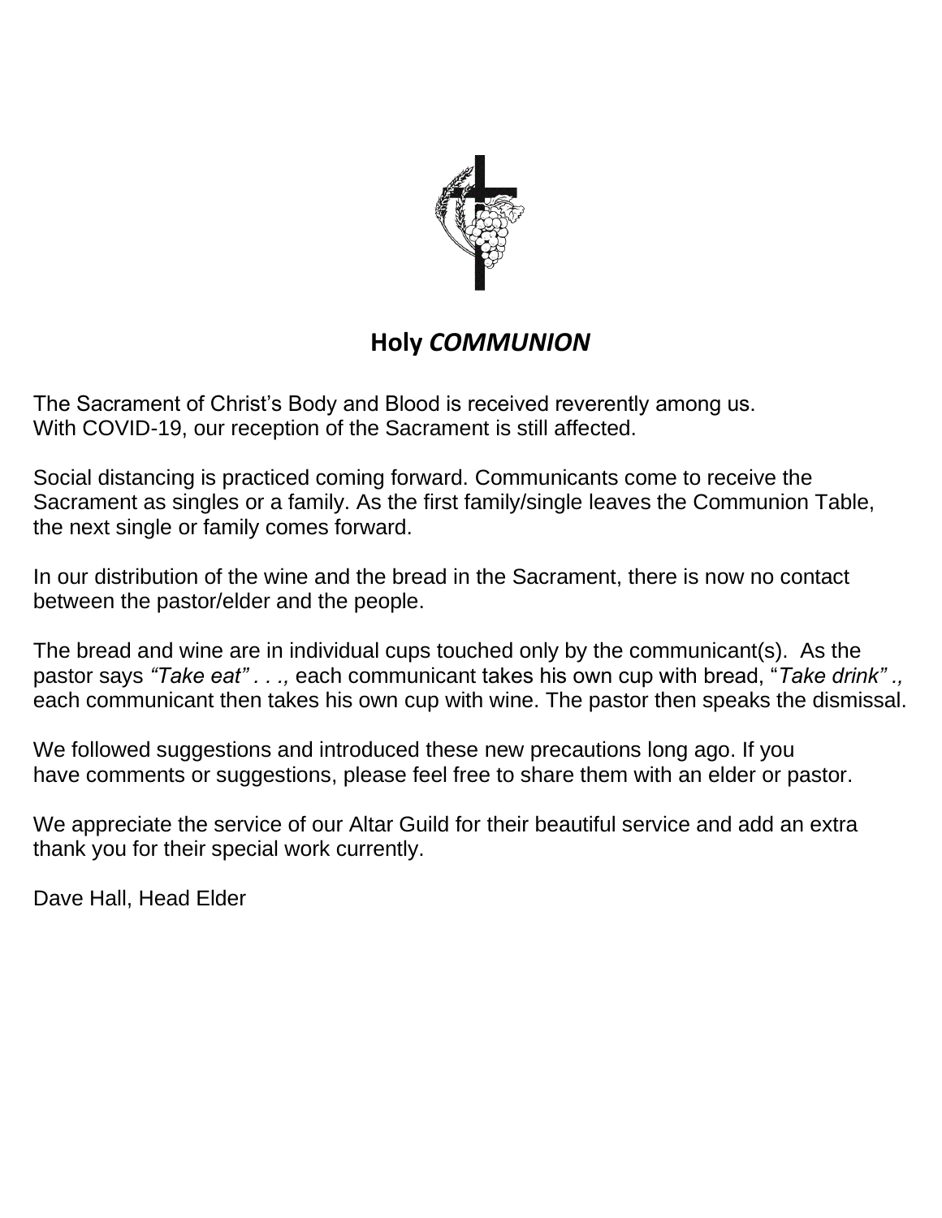## Holy *COMMUNION*

The Sacrament of Christ's Body and Blood is received reverently among us.
With COVID-19, our reception of the Sacrament is still affected.

Social distancing is practiced coming forward. Communicants come to receive the Sacrament as singles or a family. As the first family/single leaves the Communion Table, the next single or family comes forward.

In our distribution of the wine and the bread in the Sacrament, there is now no contact between the pastor/elder and the people.

The bread and wine are in individual cups touched only by the communicant(s). As the pastor says *"Take eat" . . .,* each communicant takes his own cup with bread, "*Take drink" .,* each communicant then takes his own cup with wine. The pastor then speaks the dismissal.

We followed suggestions and introduced these new precautions long ago. If you have comments or suggestions, please feel free to share them with an elder or pastor.

We appreciate the service of our Altar Guild for their beautiful service and add an extra thank you for their special work currently.

Dave Hall, Head Elder